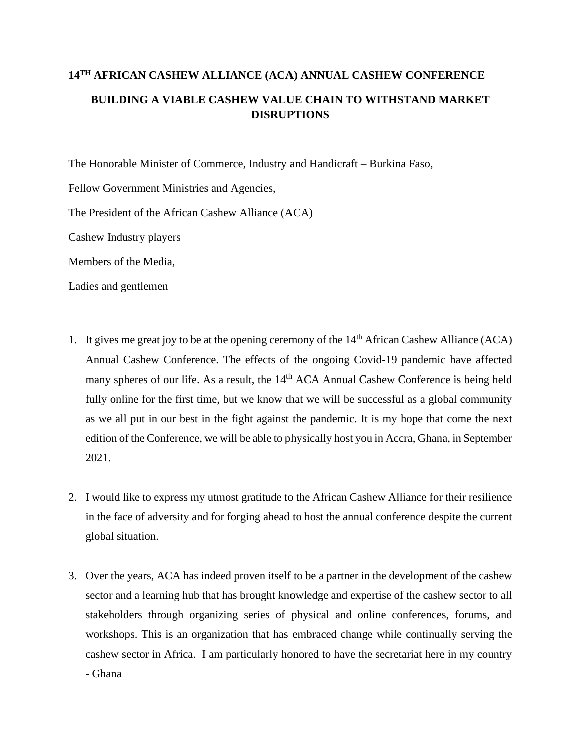# 14TH AFRICAN CASHEW ALLIANCE (ACA) ANNUAL CASHEW CONFERENCE

## BUILDING A VIABLE CASHEW VALUE CHAIN TO WITHSTAND MARKET DISRUPTIONS

The Honorable Minister of Commerce, Industry and Handicraft – Burkina Faso,

Fellow Government Ministries and Agencies,

The President of the African Cashew Alliance (ACA)

Cashew Industry players

Members of the Media,

Ladies and gentlemen

1. It gives me great joy to be at the opening ceremony of the 14th African Cashew Alliance (ACA) Annual Cashew Conference. The effects of the ongoing Covid-19 pandemic have affected many spheres of our life. As a result, the 14th ACA Annual Cashew Conference is being held fully online for the first time, but we know that we will be successful as a global community as we all put in our best in the fight against the pandemic. It is my hope that come the next edition of the Conference, we will be able to physically host you in Accra, Ghana, in September 2021.

2. I would like to express my utmost gratitude to the African Cashew Alliance for their resilience in the face of adversity and for forging ahead to host the annual conference despite the current global situation.

3. Over the years, ACA has indeed proven itself to be a partner in the development of the cashew sector and a learning hub that has brought knowledge and expertise of the cashew sector to all stakeholders through organizing series of physical and online conferences, forums, and workshops. This is an organization that has embraced change while continually serving the cashew sector in Africa. I am particularly honored to have the secretariat here in my country - Ghana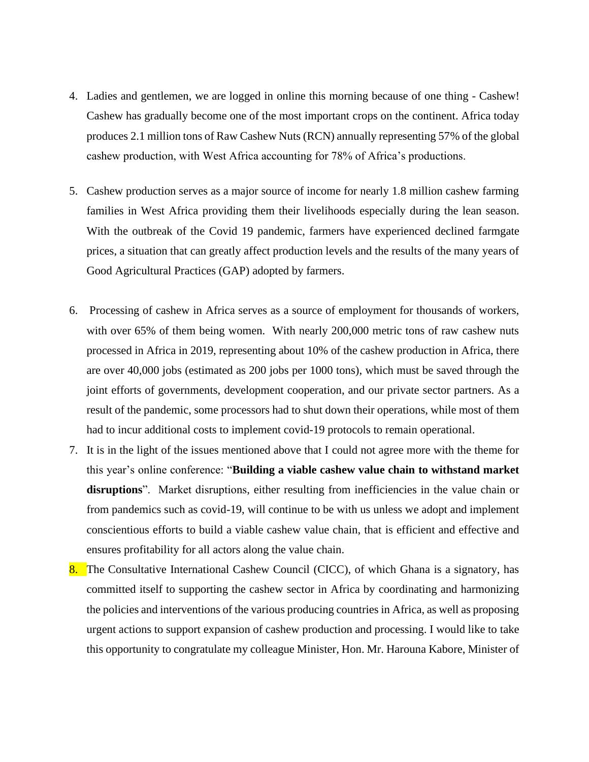4. Ladies and gentlemen, we are logged in online this morning because of one thing - Cashew! Cashew has gradually become one of the most important crops on the continent. Africa today produces 2.1 million tons of Raw Cashew Nuts (RCN) annually representing 57% of the global cashew production, with West Africa accounting for 78% of Africa's productions.

5. Cashew production serves as a major source of income for nearly 1.8 million cashew farming families in West Africa providing them their livelihoods especially during the lean season. With the outbreak of the Covid 19 pandemic, farmers have experienced declined farmgate prices, a situation that can greatly affect production levels and the results of the many years of Good Agricultural Practices (GAP) adopted by farmers.

6. Processing of cashew in Africa serves as a source of employment for thousands of workers, with over 65% of them being women. With nearly 200,000 metric tons of raw cashew nuts processed in Africa in 2019, representing about 10% of the cashew production in Africa, there are over 40,000 jobs (estimated as 200 jobs per 1000 tons), which must be saved through the joint efforts of governments, development cooperation, and our private sector partners. As a result of the pandemic, some processors had to shut down their operations, while most of them had to incur additional costs to implement covid-19 protocols to remain operational.

7. It is in the light of the issues mentioned above that I could not agree more with the theme for this year's online conference: "**Building a viable cashew value chain to withstand market disruptions**". Market disruptions, either resulting from inefficiencies in the value chain or from pandemics such as covid-19, will continue to be with us unless we adopt and implement conscientious efforts to build a viable cashew value chain, that is efficient and effective and ensures profitability for all actors along the value chain.

8. The Consultative International Cashew Council (CICC), of which Ghana is a signatory, has committed itself to supporting the cashew sector in Africa by coordinating and harmonizing the policies and interventions of the various producing countries in Africa, as well as proposing urgent actions to support expansion of cashew production and processing. I would like to take this opportunity to congratulate my colleague Minister, Hon. Mr. Harouna Kabore, Minister of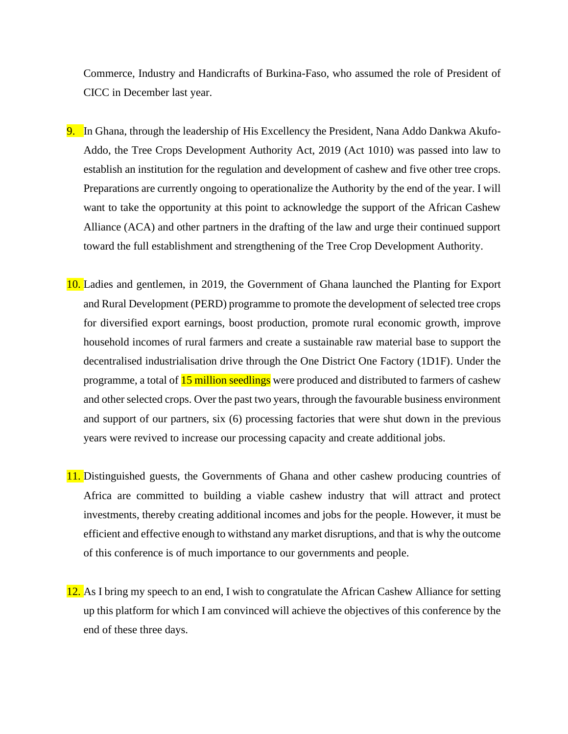Commerce, Industry and Handicrafts of Burkina-Faso, who assumed the role of President of CICC in December last year.

9. In Ghana, through the leadership of His Excellency the President, Nana Addo Dankwa Akufo-Addo, the Tree Crops Development Authority Act, 2019 (Act 1010) was passed into law to establish an institution for the regulation and development of cashew and five other tree crops. Preparations are currently ongoing to operationalize the Authority by the end of the year. I will want to take the opportunity at this point to acknowledge the support of the African Cashew Alliance (ACA) and other partners in the drafting of the law and urge their continued support toward the full establishment and strengthening of the Tree Crop Development Authority.

10. Ladies and gentlemen, in 2019, the Government of Ghana launched the Planting for Export and Rural Development (PERD) programme to promote the development of selected tree crops for diversified export earnings, boost production, promote rural economic growth, improve household incomes of rural farmers and create a sustainable raw material base to support the decentralised industrialisation drive through the One District One Factory (1D1F). Under the programme, a total of 15 million seedlings were produced and distributed to farmers of cashew and other selected crops. Over the past two years, through the favourable business environment and support of our partners, six (6) processing factories that were shut down in the previous years were revived to increase our processing capacity and create additional jobs.

11. Distinguished guests, the Governments of Ghana and other cashew producing countries of Africa are committed to building a viable cashew industry that will attract and protect investments, thereby creating additional incomes and jobs for the people. However, it must be efficient and effective enough to withstand any market disruptions, and that is why the outcome of this conference is of much importance to our governments and people.

12. As I bring my speech to an end, I wish to congratulate the African Cashew Alliance for setting up this platform for which I am convinced will achieve the objectives of this conference by the end of these three days.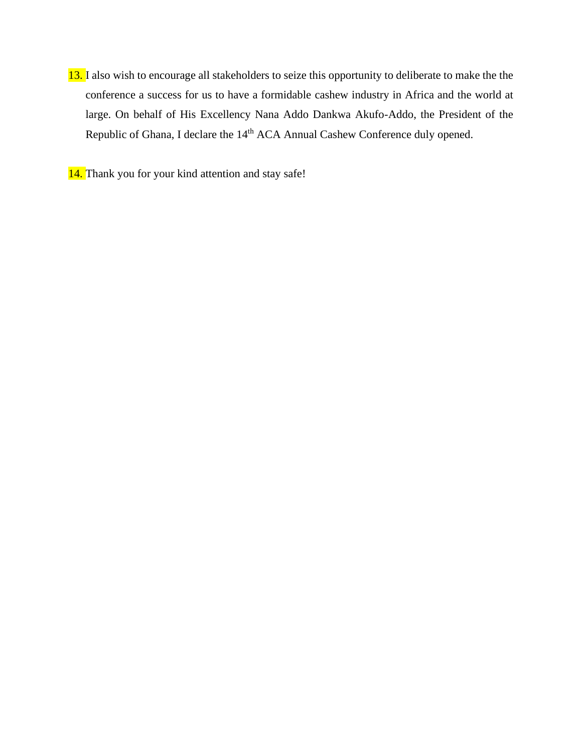13. I also wish to encourage all stakeholders to seize this opportunity to deliberate to make the the conference a success for us to have a formidable cashew industry in Africa and the world at large. On behalf of His Excellency Nana Addo Dankwa Akufo-Addo, the President of the Republic of Ghana, I declare the $14^{th}$ ACA Annual Cashew Conference duly opened.

14. Thank you for your kind attention and stay safe!